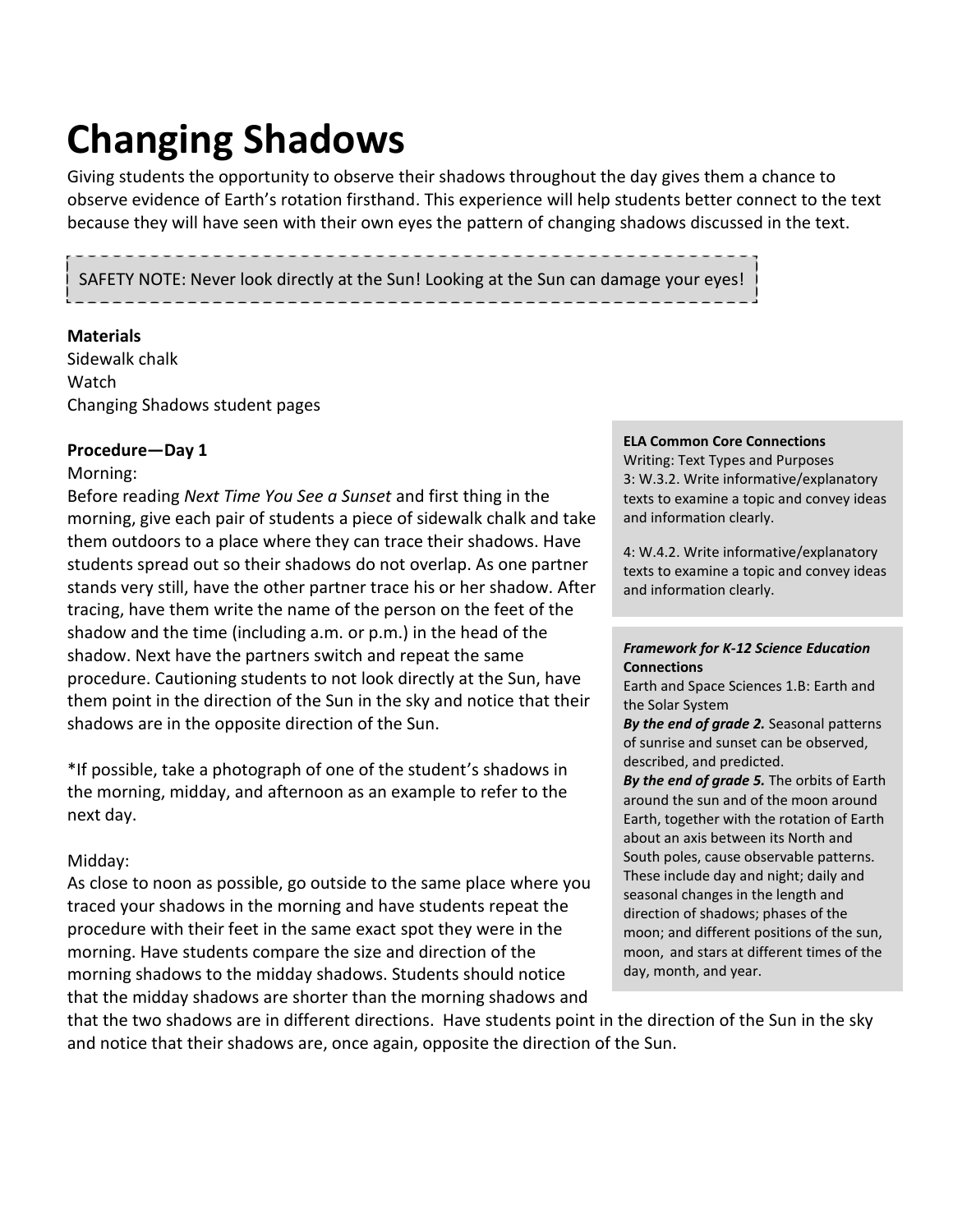# Changing Shadows

Giving students the opportunity to observe their shadows throughout the day gives them a chance to observe evidence of Earth's rotation firsthand. This experience will help students better connect to the text because they will have seen with their own eyes the pattern of changing shadows discussed in the text.

> SAFETY NOTE: Never look directly at the Sun! Looking at the Sun can damage your eyes!

**Materials**
Sidewalk chalk
Watch
Changing Shadows student pages

**Procedure—Day 1**

Morning:
Before reading *Next Time You See a Sunset* and first thing in the morning, give each pair of students a piece of sidewalk chalk and take them outdoors to a place where they can trace their shadows. Have students spread out so their shadows do not overlap. As one partner stands very still, have the other partner trace his or her shadow. After tracing, have them write the name of the person on the feet of the shadow and the time (including a.m. or p.m.) in the head of the shadow. Next have the partners switch and repeat the same procedure. Cautioning students to not look directly at the Sun, have them point in the direction of the Sun in the sky and notice that their shadows are in the opposite direction of the Sun.

*If possible, take a photograph of one of the student's shadows in the morning, midday, and afternoon as an example to refer to the next day.

Midday:
As close to noon as possible, go outside to the same place where you traced your shadows in the morning and have students repeat the procedure with their feet in the same exact spot they were in the morning. Have students compare the size and direction of the morning shadows to the midday shadows. Students should notice that the midday shadows are shorter than the morning shadows and that the two shadows are in different directions. Have students point in the direction of the Sun in the sky and notice that their shadows are, once again, opposite the direction of the Sun.

**ELA Common Core Connections**
Writing: Text Types and Purposes
3: W.3.2. Write informative/explanatory texts to examine a topic and convey ideas and information clearly.

4: W.4.2. Write informative/explanatory texts to examine a topic and convey ideas and information clearly.

***Framework for K-12 Science Education* Connections**
Earth and Space Sciences 1.B: Earth and the Solar System
***By the end of grade 2.*** Seasonal patterns of sunrise and sunset can be observed, described, and predicted.
***By the end of grade 5.*** The orbits of Earth around the sun and of the moon around Earth, together with the rotation of Earth about an axis between its North and South poles, cause observable patterns. These include day and night; daily and seasonal changes in the length and direction of shadows; phases of the moon; and different positions of the sun, moon, and stars at different times of the day, month, and year.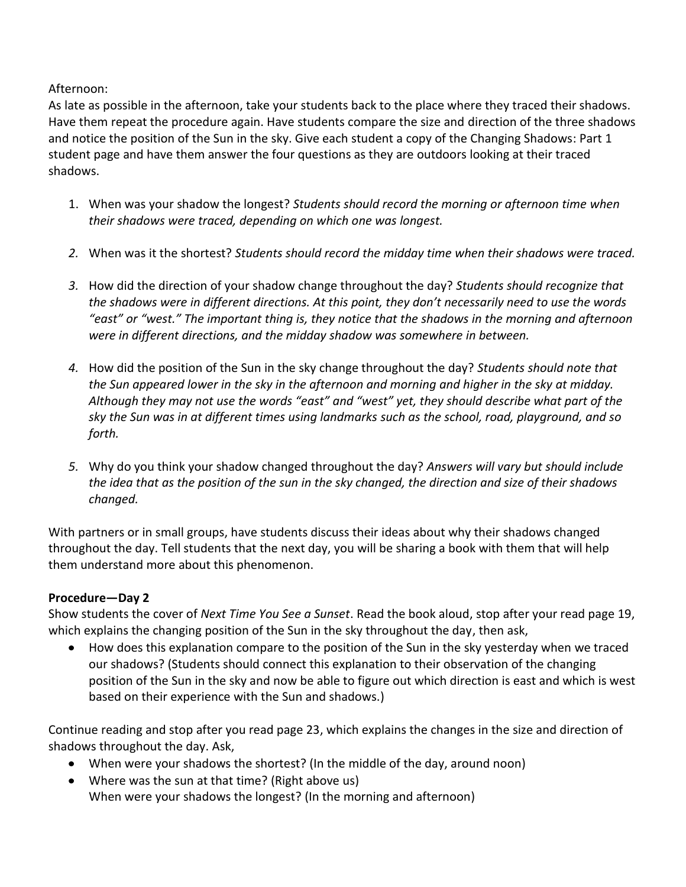Afternoon:
As late as possible in the afternoon, take your students back to the place where they traced their shadows. Have them repeat the procedure again. Have students compare the size and direction of the three shadows and notice the position of the Sun in the sky. Give each student a copy of the Changing Shadows: Part 1 student page and have them answer the four questions as they are outdoors looking at their traced shadows.

1. When was your shadow the longest? *Students should record the morning or afternoon time when their shadows were traced, depending on which one was longest.*

2. When was it the shortest? *Students should record the midday time when their shadows were traced.*

3. How did the direction of your shadow change throughout the day? *Students should recognize that the shadows were in different directions. At this point, they don't necessarily need to use the words "east" or "west." The important thing is, they notice that the shadows in the morning and afternoon were in different directions, and the midday shadow was somewhere in between.*

4. How did the position of the Sun in the sky change throughout the day? *Students should note that the Sun appeared lower in the sky in the afternoon and morning and higher in the sky at midday. Although they may not use the words "east" and "west" yet, they should describe what part of the sky the Sun was in at different times using landmarks such as the school, road, playground, and so forth.*

5. Why do you think your shadow changed throughout the day? *Answers will vary but should include the idea that as the position of the sun in the sky changed, the direction and size of their shadows changed.*

With partners or in small groups, have students discuss their ideas about why their shadows changed throughout the day. Tell students that the next day, you will be sharing a book with them that will help them understand more about this phenomenon.

**Procedure—Day 2**

Show students the cover of *Next Time You See a Sunset*. Read the book aloud, stop after your read page 19, which explains the changing position of the Sun in the sky throughout the day, then ask,

- How does this explanation compare to the position of the Sun in the sky yesterday when we traced our shadows? (Students should connect this explanation to their observation of the changing position of the Sun in the sky and now be able to figure out which direction is east and which is west based on their experience with the Sun and shadows.)

Continue reading and stop after you read page 23, which explains the changes in the size and direction of shadows throughout the day. Ask,

- When were your shadows the shortest? (In the middle of the day, around noon)
- Where was the sun at that time? (Right above us)
  When were your shadows the longest? (In the morning and afternoon)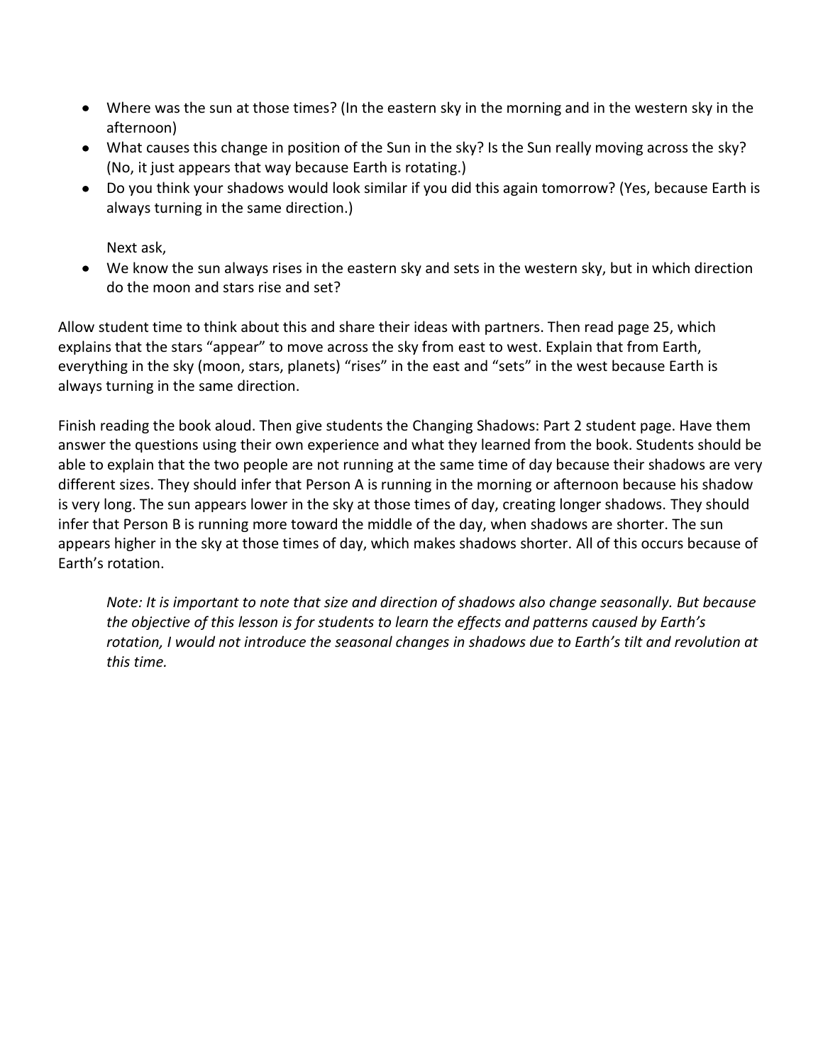- Where was the sun at those times? (In the eastern sky in the morning and in the western sky in the afternoon)
- What causes this change in position of the Sun in the sky? Is the Sun really moving across the sky? (No, it just appears that way because Earth is rotating.)
- Do you think your shadows would look similar if you did this again tomorrow? (Yes, because Earth is always turning in the same direction.)

  Next ask,

- We know the sun always rises in the eastern sky and sets in the western sky, but in which direction do the moon and stars rise and set?

Allow student time to think about this and share their ideas with partners. Then read page 25, which explains that the stars "appear" to move across the sky from east to west. Explain that from Earth, everything in the sky (moon, stars, planets) "rises" in the east and "sets" in the west because Earth is always turning in the same direction.

Finish reading the book aloud. Then give students the Changing Shadows: Part 2 student page. Have them answer the questions using their own experience and what they learned from the book. Students should be able to explain that the two people are not running at the same time of day because their shadows are very different sizes. They should infer that Person A is running in the morning or afternoon because his shadow is very long. The sun appears lower in the sky at those times of day, creating longer shadows. They should infer that Person B is running more toward the middle of the day, when shadows are shorter. The sun appears higher in the sky at those times of day, which makes shadows shorter. All of this occurs because of Earth's rotation.

*Note: It is important to note that size and direction of shadows also change seasonally. But because the objective of this lesson is for students to learn the effects and patterns caused by Earth's rotation, I would not introduce the seasonal changes in shadows due to Earth's tilt and revolution at this time.*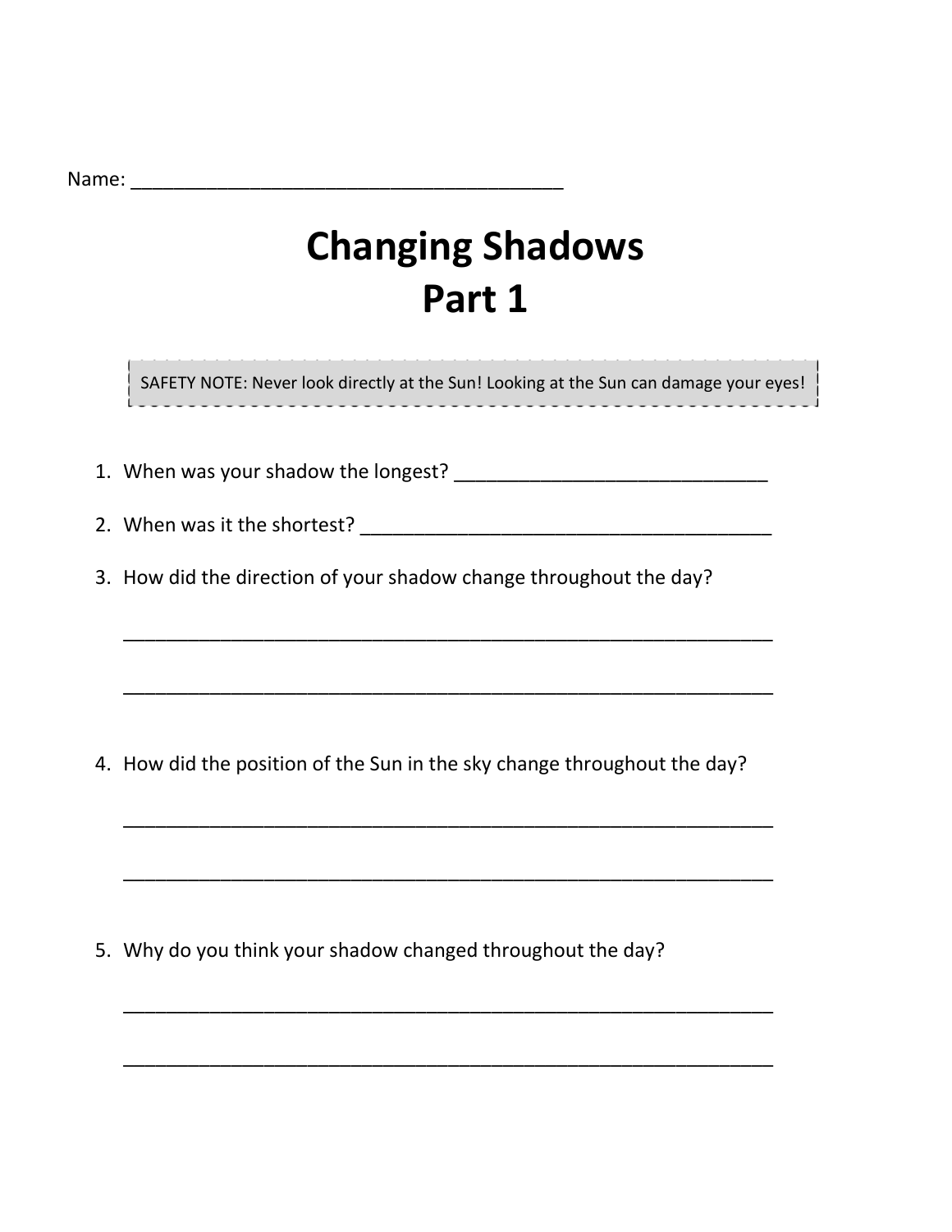Name: ________________________________________

# Changing Shadows
# Part 1

> SAFETY NOTE: Never look directly at the Sun! Looking at the Sun can damage your eyes!

1. When was your shadow the longest? ____________________________

2. When was it the shortest? ______________________________________

3. How did the direction of your shadow change throughout the day?

   ____________________________________________________________

   ____________________________________________________________

4. How did the position of the Sun in the sky change throughout the day?

   ____________________________________________________________

   ____________________________________________________________

5. Why do you think your shadow changed throughout the day?

   ____________________________________________________________

   ____________________________________________________________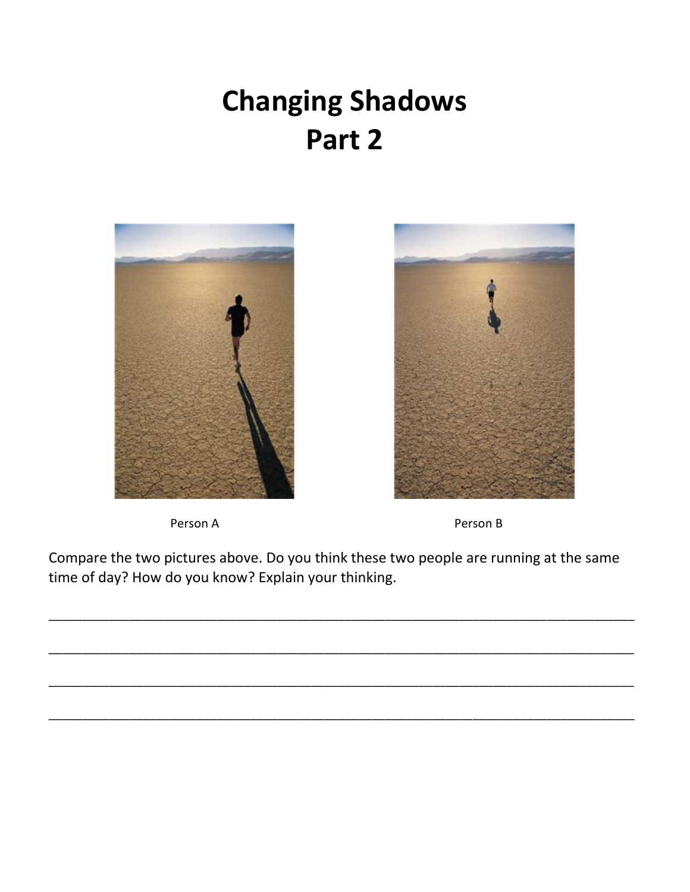# Changing Shadows
# Part 2

Person A

Person B

Compare the two pictures above. Do you think these two people are running at the same time of day? How do you know? Explain your thinking.

\_\_\_\_\_\_\_\_\_\_\_\_\_\_\_\_\_\_\_\_\_\_\_\_\_\_\_\_\_\_\_\_\_\_\_\_\_\_\_\_\_\_\_\_\_\_\_\_\_\_\_\_\_\_\_\_\_\_\_\_\_\_\_\_\_\_\_\_\_\_\_\_\_\_

\_\_\_\_\_\_\_\_\_\_\_\_\_\_\_\_\_\_\_\_\_\_\_\_\_\_\_\_\_\_\_\_\_\_\_\_\_\_\_\_\_\_\_\_\_\_\_\_\_\_\_\_\_\_\_\_\_\_\_\_\_\_\_\_\_\_\_\_\_\_\_\_\_\_

\_\_\_\_\_\_\_\_\_\_\_\_\_\_\_\_\_\_\_\_\_\_\_\_\_\_\_\_\_\_\_\_\_\_\_\_\_\_\_\_\_\_\_\_\_\_\_\_\_\_\_\_\_\_\_\_\_\_\_\_\_\_\_\_\_\_\_\_\_\_\_\_\_\_

\_\_\_\_\_\_\_\_\_\_\_\_\_\_\_\_\_\_\_\_\_\_\_\_\_\_\_\_\_\_\_\_\_\_\_\_\_\_\_\_\_\_\_\_\_\_\_\_\_\_\_\_\_\_\_\_\_\_\_\_\_\_\_\_\_\_\_\_\_\_\_\_\_\_